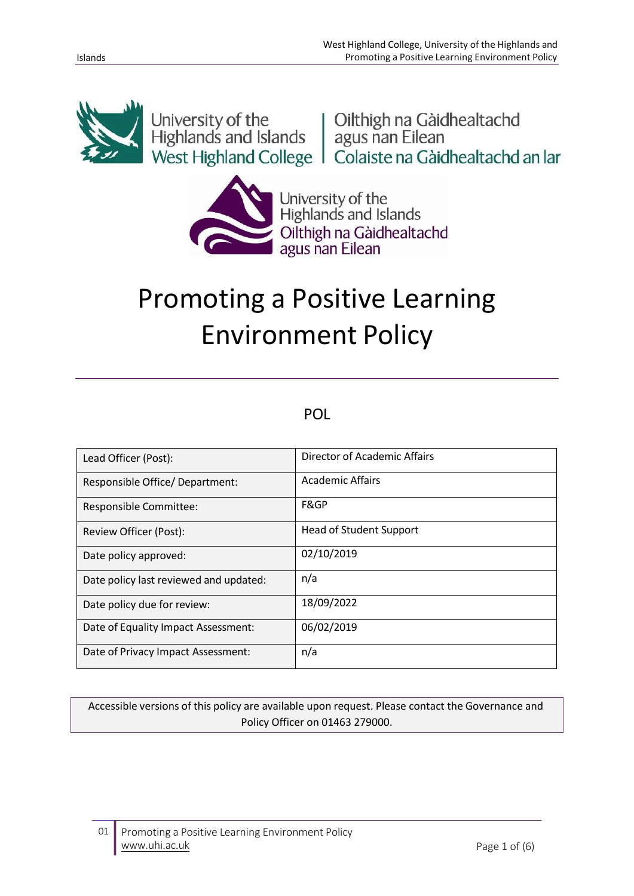University of the Highlands and Islands | Oilthigh na Gàidhealtachd agus nan Eilean
West Highland College | Colaiste na Gàidhealtachd an Iar

University of the Highlands and Islands
Oilthigh na Gàidhealtachd agus nan Eilean

# Promoting a Positive Learning Environment Policy

POL

| | |
|---|---|
| Lead Officer (Post): | Director of Academic Affairs |
| Responsible Office/ Department: | Academic Affairs |
| Responsible Committee: | F&GP |
| Review Officer (Post): | Head of Student Support |
| Date policy approved: | 02/10/2019 |
| Date policy last reviewed and updated: | n/a |
| Date policy due for review: | 18/09/2022 |
| Date of Equality Impact Assessment: | 06/02/2019 |
| Date of Privacy Impact Assessment: | n/a |

Accessible versions of this policy are available upon request. Please contact the Governance and Policy Officer on 01463 279000.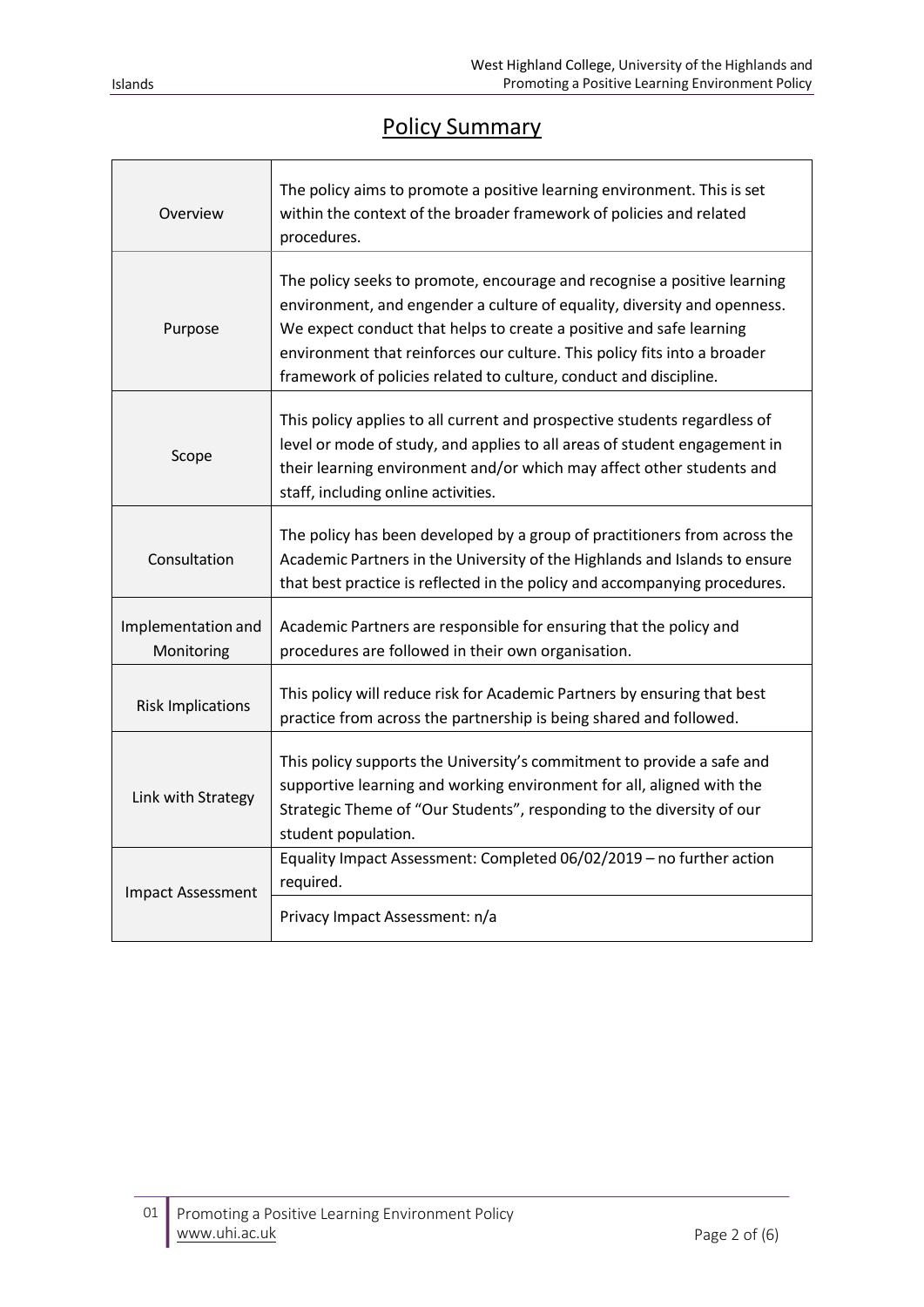# Policy Summary

| | |
|---|---|
| Overview | The policy aims to promote a positive learning environment. This is set within the context of the broader framework of policies and related procedures. |
| Purpose | The policy seeks to promote, encourage and recognise a positive learning environment, and engender a culture of equality, diversity and openness. We expect conduct that helps to create a positive and safe learning environment that reinforces our culture. This policy fits into a broader framework of policies related to culture, conduct and discipline. |
| Scope | This policy applies to all current and prospective students regardless of level or mode of study, and applies to all areas of student engagement in their learning environment and/or which may affect other students and staff, including online activities. |
| Consultation | The policy has been developed by a group of practitioners from across the Academic Partners in the University of the Highlands and Islands to ensure that best practice is reflected in the policy and accompanying procedures. |
| Implementation and Monitoring | Academic Partners are responsible for ensuring that the policy and procedures are followed in their own organisation. |
| Risk Implications | This policy will reduce risk for Academic Partners by ensuring that best practice from across the partnership is being shared and followed. |
| Link with Strategy | This policy supports the University's commitment to provide a safe and supportive learning and working environment for all, aligned with the Strategic Theme of "Our Students", responding to the diversity of our student population. |
| Impact Assessment | Equality Impact Assessment: Completed 06/02/2019 – no further action required. |
| | Privacy Impact Assessment: n/a |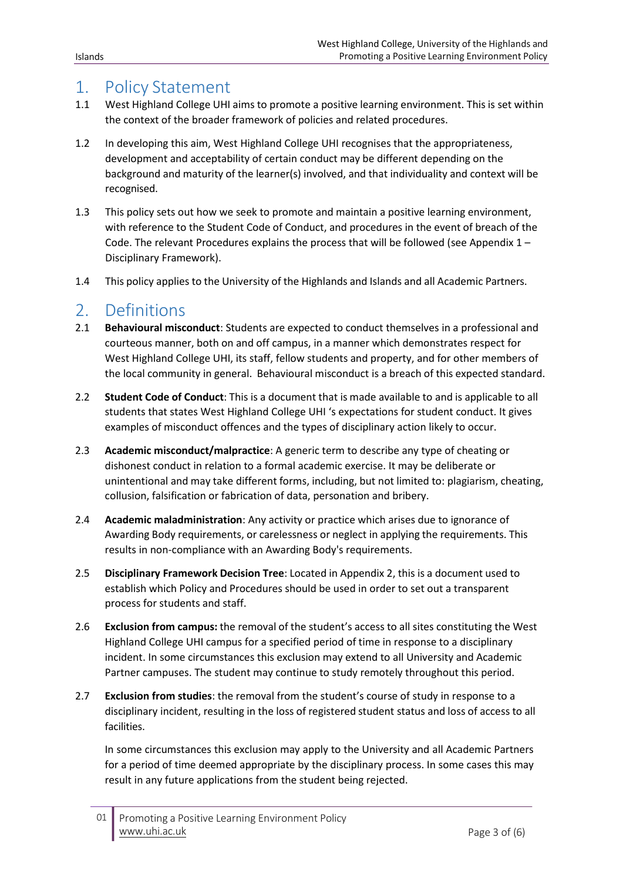## 1. Policy Statement

1.1 West Highland College UHI aims to promote a positive learning environment. This is set within the context of the broader framework of policies and related procedures.

1.2 In developing this aim, West Highland College UHI recognises that the appropriateness, development and acceptability of certain conduct may be different depending on the background and maturity of the learner(s) involved, and that individuality and context will be recognised.

1.3 This policy sets out how we seek to promote and maintain a positive learning environment, with reference to the Student Code of Conduct, and procedures in the event of breach of the Code. The relevant Procedures explains the process that will be followed (see Appendix 1 – Disciplinary Framework).

1.4 This policy applies to the University of the Highlands and Islands and all Academic Partners.

## 2. Definitions

2.1 **Behavioural misconduct**: Students are expected to conduct themselves in a professional and courteous manner, both on and off campus, in a manner which demonstrates respect for West Highland College UHI, its staff, fellow students and property, and for other members of the local community in general. Behavioural misconduct is a breach of this expected standard.

2.2 **Student Code of Conduct**: This is a document that is made available to and is applicable to all students that states West Highland College UHI 's expectations for student conduct. It gives examples of misconduct offences and the types of disciplinary action likely to occur.

2.3 **Academic misconduct/malpractice**: A generic term to describe any type of cheating or dishonest conduct in relation to a formal academic exercise. It may be deliberate or unintentional and may take different forms, including, but not limited to: plagiarism, cheating, collusion, falsification or fabrication of data, personation and bribery.

2.4 **Academic maladministration**: Any activity or practice which arises due to ignorance of Awarding Body requirements, or carelessness or neglect in applying the requirements. This results in non-compliance with an Awarding Body's requirements.

2.5 **Disciplinary Framework Decision Tree**: Located in Appendix 2, this is a document used to establish which Policy and Procedures should be used in order to set out a transparent process for students and staff.

2.6 **Exclusion from campus:** the removal of the student's access to all sites constituting the West Highland College UHI campus for a specified period of time in response to a disciplinary incident. In some circumstances this exclusion may extend to all University and Academic Partner campuses. The student may continue to study remotely throughout this period.

2.7 **Exclusion from studies**: the removal from the student's course of study in response to a disciplinary incident, resulting in the loss of registered student status and loss of access to all facilities.

In some circumstances this exclusion may apply to the University and all Academic Partners for a period of time deemed appropriate by the disciplinary process. In some cases this may result in any future applications from the student being rejected.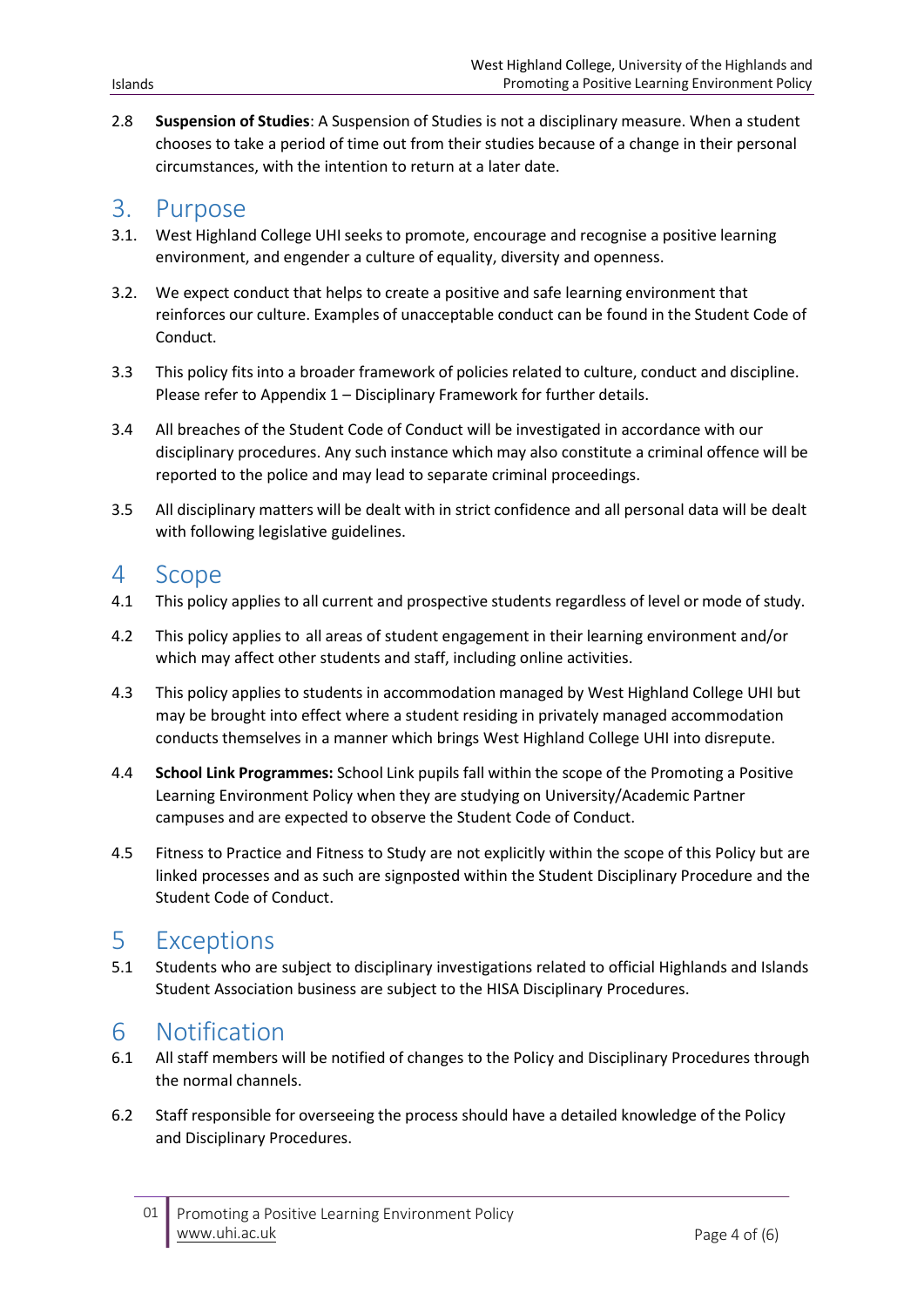2.8 **Suspension of Studies**: A Suspension of Studies is not a disciplinary measure. When a student chooses to take a period of time out from their studies because of a change in their personal circumstances, with the intention to return at a later date.

# 3. Purpose

3.1. West Highland College UHI seeks to promote, encourage and recognise a positive learning environment, and engender a culture of equality, diversity and openness.

3.2. We expect conduct that helps to create a positive and safe learning environment that reinforces our culture. Examples of unacceptable conduct can be found in the Student Code of Conduct.

3.3 This policy fits into a broader framework of policies related to culture, conduct and discipline. Please refer to Appendix 1 – Disciplinary Framework for further details.

3.4 All breaches of the Student Code of Conduct will be investigated in accordance with our disciplinary procedures. Any such instance which may also constitute a criminal offence will be reported to the police and may lead to separate criminal proceedings.

3.5 All disciplinary matters will be dealt with in strict confidence and all personal data will be dealt with following legislative guidelines.

# 4 Scope

4.1 This policy applies to all current and prospective students regardless of level or mode of study.

4.2 This policy applies to all areas of student engagement in their learning environment and/or which may affect other students and staff, including online activities.

4.3 This policy applies to students in accommodation managed by West Highland College UHI but may be brought into effect where a student residing in privately managed accommodation conducts themselves in a manner which brings West Highland College UHI into disrepute.

4.4 **School Link Programmes:** School Link pupils fall within the scope of the Promoting a Positive Learning Environment Policy when they are studying on University/Academic Partner campuses and are expected to observe the Student Code of Conduct.

4.5 Fitness to Practice and Fitness to Study are not explicitly within the scope of this Policy but are linked processes and as such are signposted within the Student Disciplinary Procedure and the Student Code of Conduct.

# 5 Exceptions

5.1 Students who are subject to disciplinary investigations related to official Highlands and Islands Student Association business are subject to the HISA Disciplinary Procedures.

# 6 Notification

6.1 All staff members will be notified of changes to the Policy and Disciplinary Procedures through the normal channels.

6.2 Staff responsible for overseeing the process should have a detailed knowledge of the Policy and Disciplinary Procedures.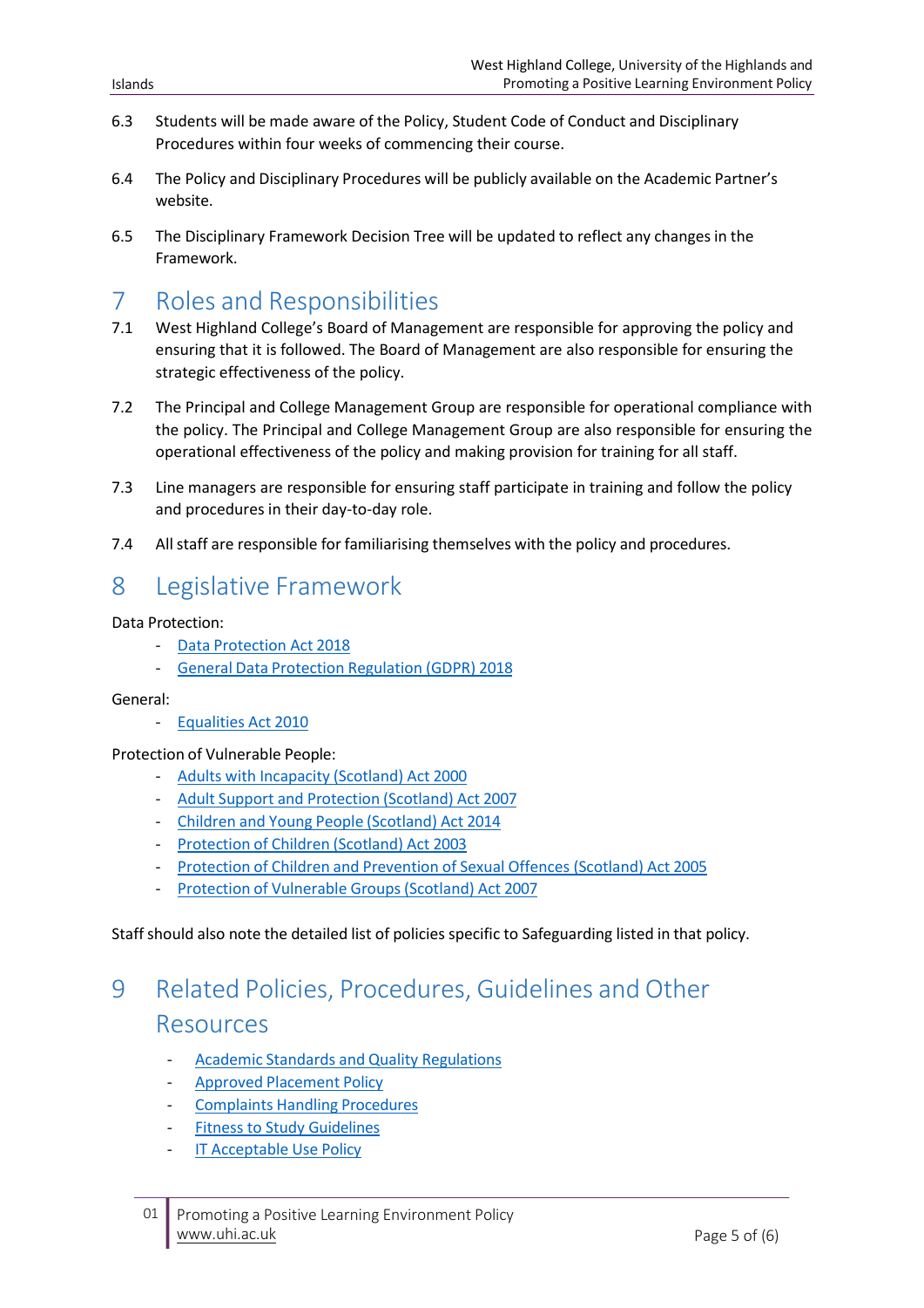6.3 Students will be made aware of the Policy, Student Code of Conduct and Disciplinary Procedures within four weeks of commencing their course.

6.4 The Policy and Disciplinary Procedures will be publicly available on the Academic Partner's website.

6.5 The Disciplinary Framework Decision Tree will be updated to reflect any changes in the Framework.

# 7 Roles and Responsibilities

7.1 West Highland College's Board of Management are responsible for approving the policy and ensuring that it is followed. The Board of Management are also responsible for ensuring the strategic effectiveness of the policy.

7.2 The Principal and College Management Group are responsible for operational compliance with the policy. The Principal and College Management Group are also responsible for ensuring the operational effectiveness of the policy and making provision for training for all staff.

7.3 Line managers are responsible for ensuring staff participate in training and follow the policy and procedures in their day-to-day role.

7.4 All staff are responsible for familiarising themselves with the policy and procedures.

# 8 Legislative Framework

Data Protection:

- Data Protection Act 2018
- General Data Protection Regulation (GDPR) 2018

General:

- Equalities Act 2010

Protection of Vulnerable People:

- Adults with Incapacity (Scotland) Act 2000
- Adult Support and Protection (Scotland) Act 2007
- Children and Young People (Scotland) Act 2014
- Protection of Children (Scotland) Act 2003
- Protection of Children and Prevention of Sexual Offences (Scotland) Act 2005
- Protection of Vulnerable Groups (Scotland) Act 2007

Staff should also note the detailed list of policies specific to Safeguarding listed in that policy.

# 9 Related Policies, Procedures, Guidelines and Other Resources

- Academic Standards and Quality Regulations
- Approved Placement Policy
- Complaints Handling Procedures
- Fitness to Study Guidelines
- IT Acceptable Use Policy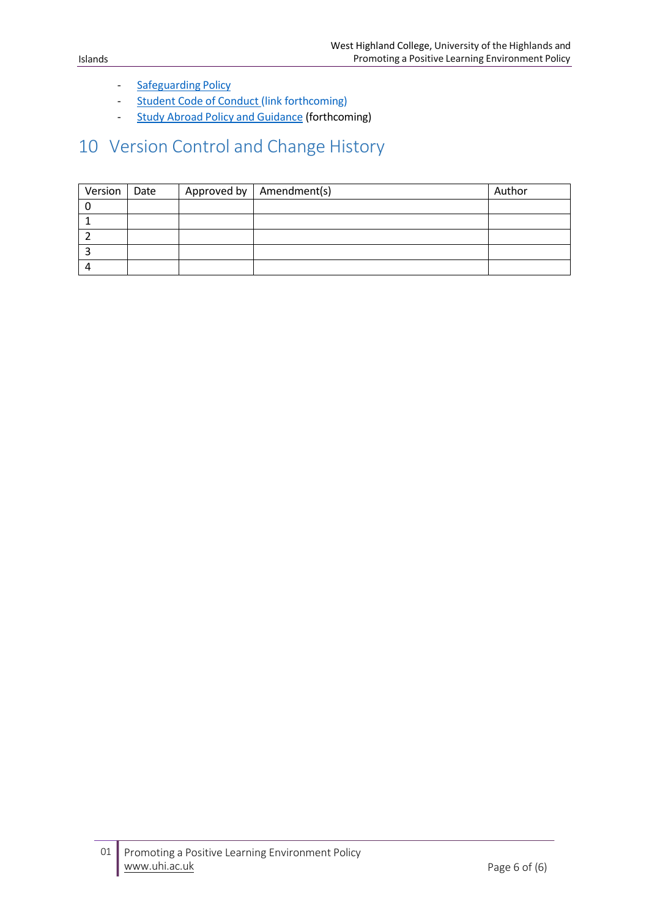- Safeguarding Policy
- Student Code of Conduct (link forthcoming)
- Study Abroad Policy and Guidance (forthcoming)

# 10 Version Control and Change History

| Version | Date | Approved by | Amendment(s) | Author |
|---|---|---|---|---|
| 0 | | | | |
| 1 | | | | |
| 2 | | | | |
| 3 | | | | |
| 4 | | | | |